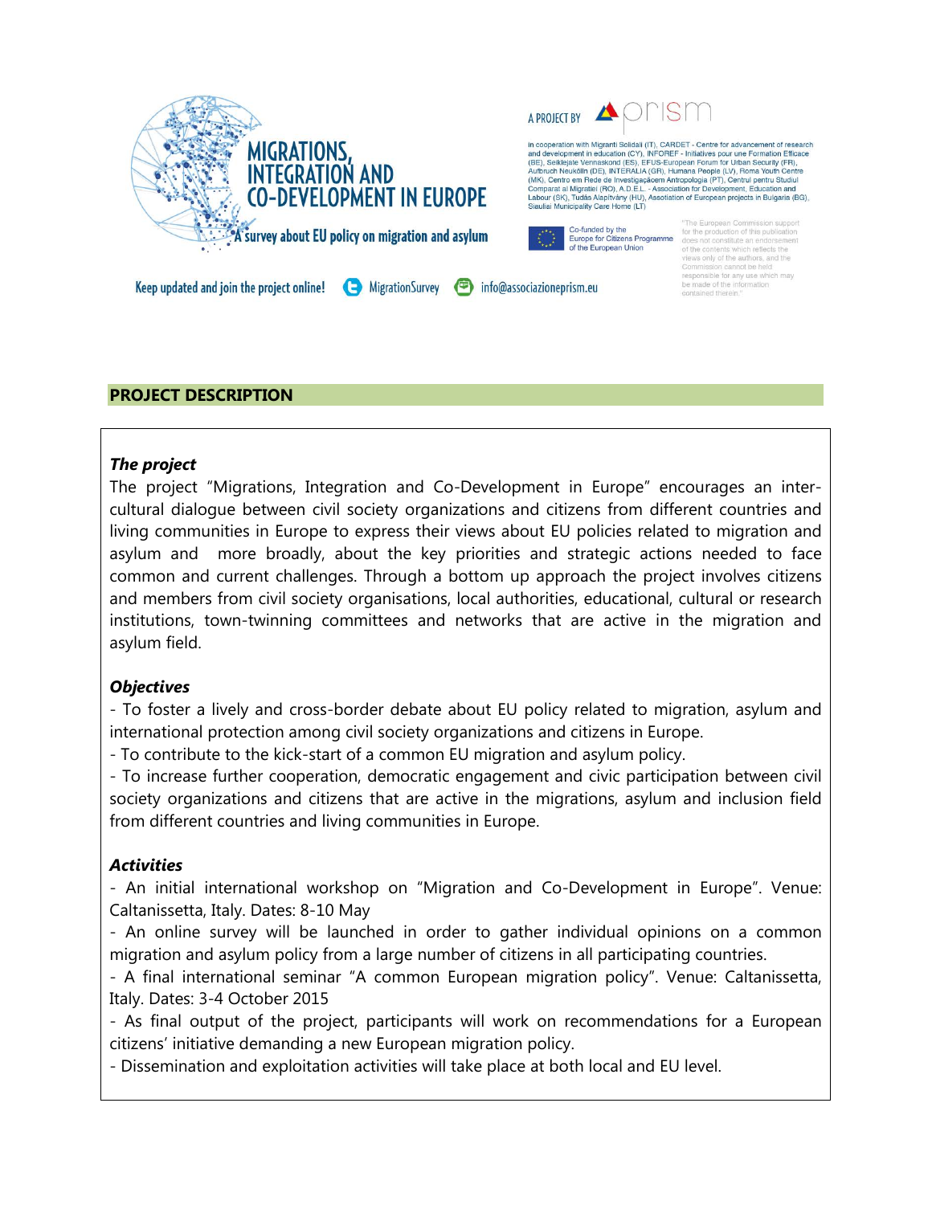# MIGRATIONS, INTEGRATION AND CO-DEVELOPMENT IN EUROPE

A survey about EU policy on migration and asylum

A PROJECT BY prism

in cooperation with Migranti Solidali (IT), CARDET - Centre for advancement of research and development in education (CY), INFOREF - Initiatives pour une Formation Efficace (BE), Seiklejate Vennaskond (ES), EFUS-European Forum for Urban Security (FR), Aufbruch Neukölln (DE), INTERALIA (GR), Humana People (LV), Roma Youth Centre (MK), Centro em Rede de Investigaçãoem Antropologia (PT), Centrul pentru Studiul Comparat al Migratiei (RO), A.D.E.L. - Association for Development, Education and Labour (SK), Tudás Alapítvány (HU), Association of European projects in Bulgaria (BG), Siauliai Municipality Care Home (LT)

Co-funded by the Europe for Citizens Programme of the European Union

"The European Commission support for the production of this publication does not constitute an endorsement of the contents which reflects the views only of the authors, and the Commission cannot be held responsible for any use which may be made of the information contained therein."

Keep updated and join the project online! MigrationSurvey info@associazioneprism.eu

## PROJECT DESCRIPTION

***The project***

The project "Migrations, Integration and Co-Development in Europe" encourages an inter-cultural dialogue between civil society organizations and citizens from different countries and living communities in Europe to express their views about EU policies related to migration and asylum and more broadly, about the key priorities and strategic actions needed to face common and current challenges. Through a bottom up approach the project involves citizens and members from civil society organisations, local authorities, educational, cultural or research institutions, town-twinning committees and networks that are active in the migration and asylum field.

***Objectives***

- To foster a lively and cross-border debate about EU policy related to migration, asylum and international protection among civil society organizations and citizens in Europe.
- To contribute to the kick-start of a common EU migration and asylum policy.
- To increase further cooperation, democratic engagement and civic participation between civil society organizations and citizens that are active in the migrations, asylum and inclusion field from different countries and living communities in Europe.

***Activities***

- An initial international workshop on "Migration and Co-Development in Europe". Venue: Caltanissetta, Italy. Dates: 8-10 May
- An online survey will be launched in order to gather individual opinions on a common migration and asylum policy from a large number of citizens in all participating countries.
- A final international seminar "A common European migration policy". Venue: Caltanissetta, Italy. Dates: 3-4 October 2015
- As final output of the project, participants will work on recommendations for a European citizens' initiative demanding a new European migration policy.
- Dissemination and exploitation activities will take place at both local and EU level.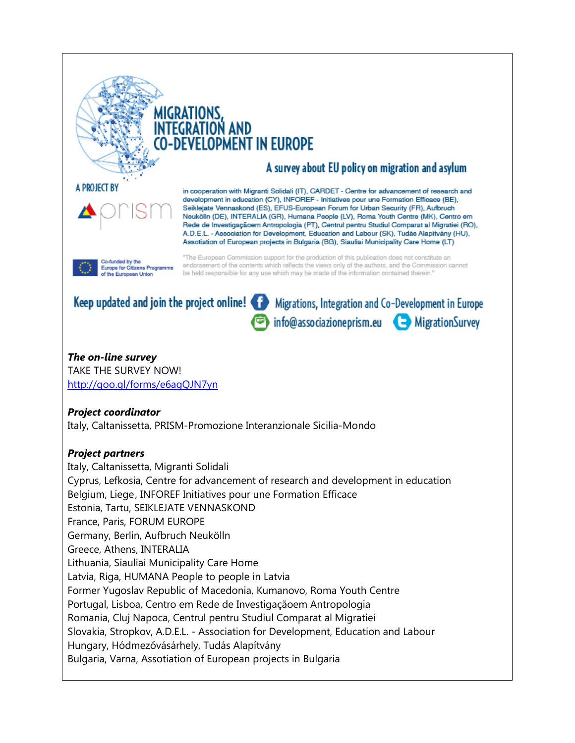# MIGRATIONS, INTEGRATION AND CO-DEVELOPMENT IN EUROPE

## A survey about EU policy on migration and asylum

A PROJECT BY

prism

in cooperation with Migranti Solidali (IT), CARDET - Centre for advancement of research and development in education (CY), INFOREF - Initiatives pour une Formation Efficace (BE), Seiklejate Vennaskond (ES), EFUS-European Forum for Urban Security (FR), Aufbruch Neukölln (DE), INTERALIA (GR), Humana People (LV), Roma Youth Centre (MK), Centro em Rede de Investigaçãoem Antropologia (PT), Centrul pentru Studiul Comparat al Migratiei (RO), A.D.E.L. - Association for Development, Education and Labour (SK), Tudás Alapítvány (HU), Assotiation of European projects in Bulgaria (BG), Siauliai Municipality Care Home (LT)

Co-funded by the Europe for Citizens Programme of the European Union

"The European Commission support for the production of this publication does not constitute an endorsement of the contents which reflects the views only of the authors, and the Commission cannot be held responsible for any use which may be made of the information contained therein."

Keep updated and join the project online! Migrations, Integration and Co-Development in Europe

info@associazioneprism.eu MigrationSurvey

***The on-line survey***

TAKE THE SURVEY NOW!

http://goo.gl/forms/e6agQJN7yn

***Project coordinator***

Italy, Caltanissetta, PRISM-Promozione Interanzionale Sicilia-Mondo

***Project partners***

Italy, Caltanissetta, Migranti Solidali

Cyprus, Lefkosia, Centre for advancement of research and development in education

Belgium, Liege, INFOREF Initiatives pour une Formation Efficace

Estonia, Tartu, SEIKLEJATE VENNASKOND

France, Paris, FORUM EUROPE

Germany, Berlin, Aufbruch Neukölln

Greece, Athens, INTERALIA

Lithuania, Siauliai Municipality Care Home

Latvia, Riga, HUMANA People to people in Latvia

Former Yugoslav Republic of Macedonia, Kumanovo, Roma Youth Centre

Portugal, Lisboa, Centro em Rede de Investigaçãoem Antropologia

Romania, Cluj Napoca, Centrul pentru Studiul Comparat al Migratiei

Slovakia, Stropkov, A.D.E.L. - Association for Development, Education and Labour

Hungary, Hódmezővásárhely, Tudás Alapítvány

Bulgaria, Varna, Assotiation of European projects in Bulgaria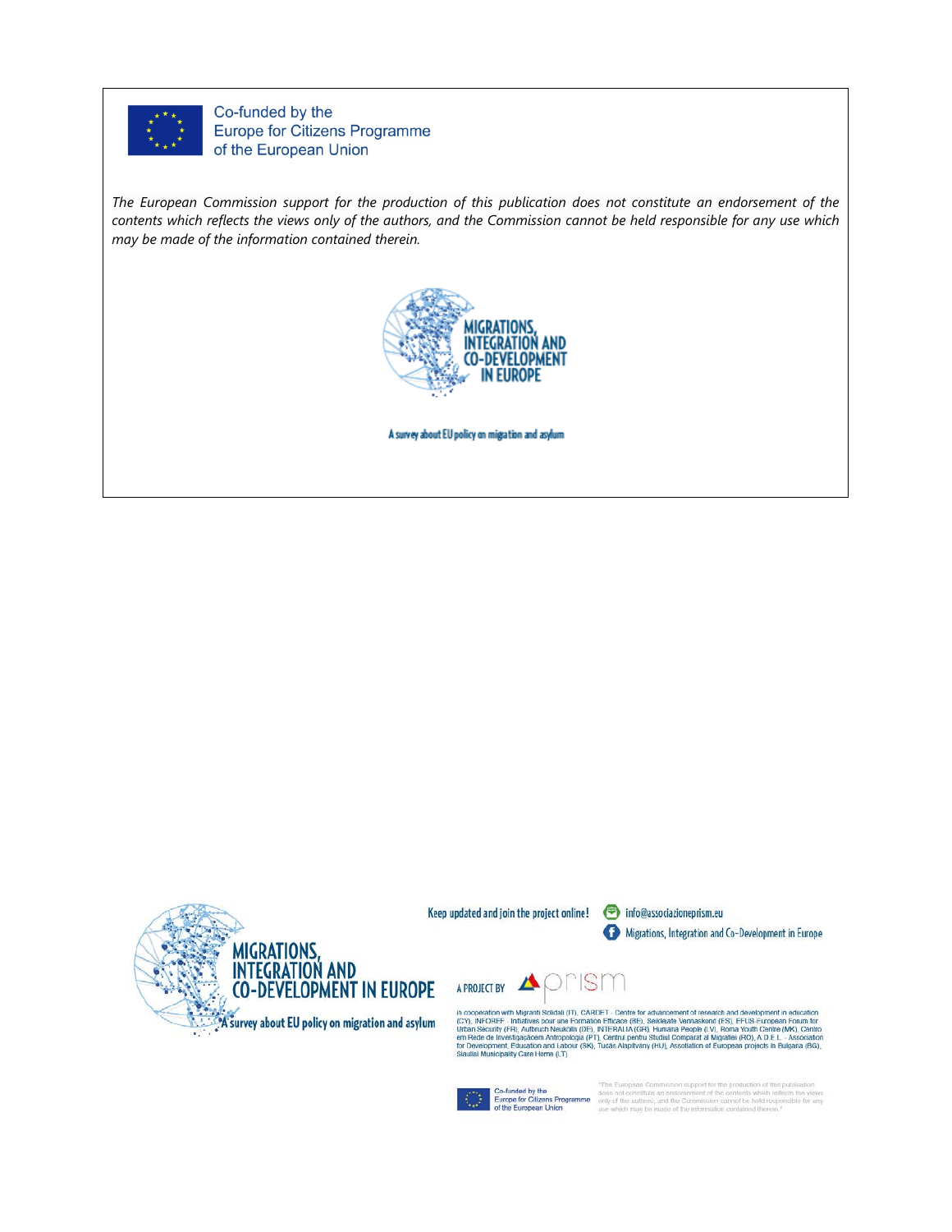Co-funded by the
Europe for Citizens Programme
of the European Union

*The European Commission support for the production of this publication does not constitute an endorsement of the contents which reflects the views only of the authors, and the Commission cannot be held responsible for any use which may be made of the information contained therein.*

MIGRATIONS, INTEGRATION AND CO-DEVELOPMENT IN EUROPE

A survey about EU policy on migration and asylum

MIGRATIONS, INTEGRATION AND CO-DEVELOPMENT IN EUROPE

A survey about EU policy on migration and asylum

Keep updated and join the project online!

info@associazioneprism.eu

Migrations, Integration and Co-Development in Europe

A PROJECT BY prism

in cooperation with Migranti Solidali (IT), CARDET - Centre for advancement of research and development in education (CY), INFOREF - Initiatives pour une Formation Efficace (BE), Seikleiate Vennaskond (ES), EFUS-European Forum for Urban Security (FR), Aufbruch Neukölln (DE), INTERALIA (GR), Humana People (LV), Roma Youth Centre (MK), Centro em Rede de Investigaçãoem Antropologia (PT), Centrul pentru Studiul Comparat al Migratiei (RO), A.D.E.L. - Association for Development, Education and Labour (SK), Tudás Alapitvány (HU), Association of European projects in Bulgaria (BG), Siauliai Municipality Care Home (LT)

Co-funded by the
Europe for Citizens Programme
of the European Union

"The European Commission support for the production of this publication does not constitute an endorsement of the contents which reflects the views only of the authors, and the Commission cannot be held responsible for any use which may be made of the information contained therein."